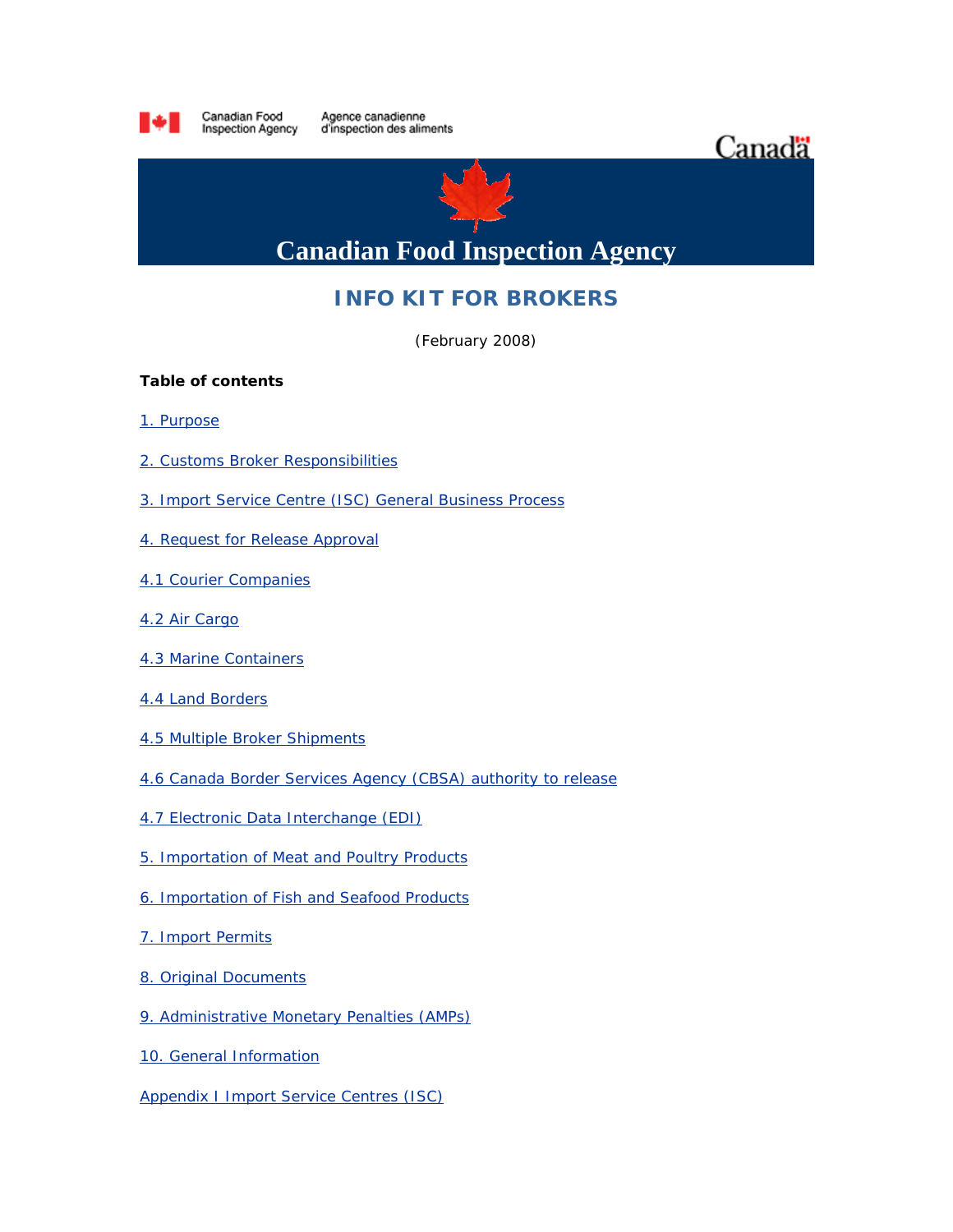Canadian Food Inspection Agency / Agence canadienne d'inspection des aliments

Canada

# Canadian Food Inspection Agency

## INFO KIT FOR BROKERS

(February 2008)

**Table of contents**

1. Purpose

2. Customs Broker Responsibilities

3. Import Service Centre (ISC) General Business Process

4. Request for Release Approval

4.1 Courier Companies

4.2 Air Cargo

4.3 Marine Containers

4.4 Land Borders

4.5 Multiple Broker Shipments

4.6 Canada Border Services Agency (CBSA) authority to release

4.7 Electronic Data Interchange (EDI)

5. Importation of Meat and Poultry Products

6. Importation of Fish and Seafood Products

7. Import Permits

8. Original Documents

9. Administrative Monetary Penalties (AMPs)

10. General Information

Appendix I Import Service Centres (ISC)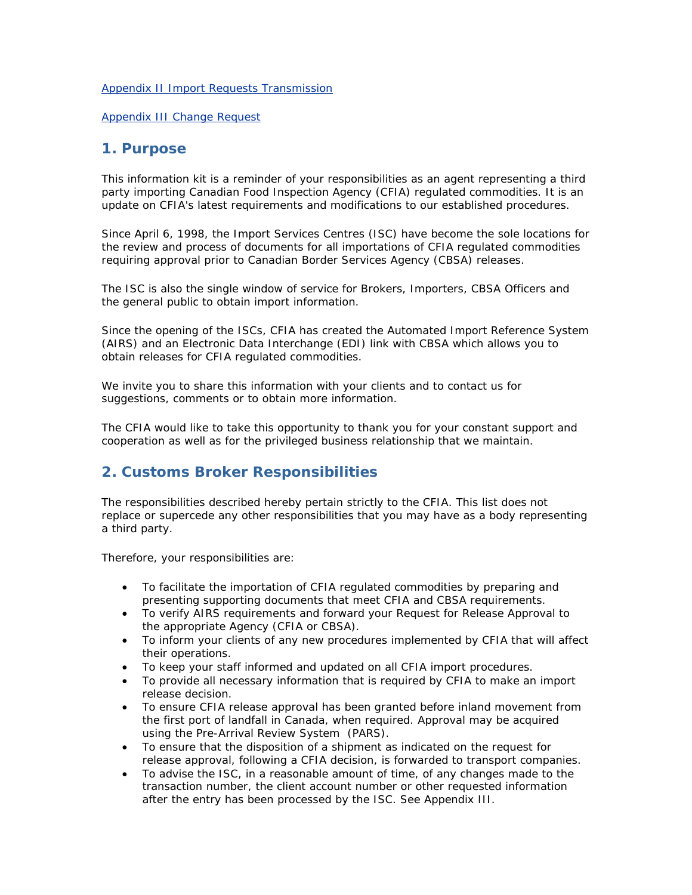[Appendix II Import Requests Transmission](#)

[Appendix III Change Request](#)

## 1. Purpose

This information kit is a reminder of your responsibilities as an agent representing a third party importing Canadian Food Inspection Agency (CFIA) regulated commodities. It is an update on CFIA's latest requirements and modifications to our established procedures.

Since April 6, 1998, the Import Services Centres (ISC) have become the sole locations for the review and process of documents for all importations of CFIA regulated commodities requiring approval prior to Canadian Border Services Agency (CBSA) releases.

The ISC is also the single window of service for Brokers, Importers, CBSA Officers and the general public to obtain import information.

Since the opening of the ISCs, CFIA has created the Automated Import Reference System (AIRS) and an Electronic Data Interchange (EDI) link with CBSA which allows you to obtain releases for CFIA regulated commodities.

We invite you to share this information with your clients and to contact us for suggestions, comments or to obtain more information.

The CFIA would like to take this opportunity to thank you for your constant support and cooperation as well as for the privileged business relationship that we maintain.

## 2. Customs Broker Responsibilities

The responsibilities described hereby pertain strictly to the CFIA. This list does not replace or supercede any other responsibilities that you may have as a body representing a third party.

Therefore, your responsibilities are:

- To facilitate the importation of CFIA regulated commodities by preparing and presenting supporting documents that meet CFIA and CBSA requirements.
- To verify AIRS requirements and forward your Request for Release Approval to the appropriate Agency (CFIA or CBSA).
- To inform your clients of any new procedures implemented by CFIA that will affect their operations.
- To keep your staff informed and updated on all CFIA import procedures.
- To provide all necessary information that is required by CFIA to make an import release decision.
- To ensure CFIA release approval has been granted before inland movement from the first port of landfall in Canada, when required. Approval may be acquired using the Pre-Arrival Review System (PARS).
- To ensure that the disposition of a shipment as indicated on the request for release approval, following a CFIA decision, is forwarded to transport companies.
- To advise the ISC, in a reasonable amount of time, of any changes made to the transaction number, the client account number or other requested information after the entry has been processed by the ISC. See Appendix III.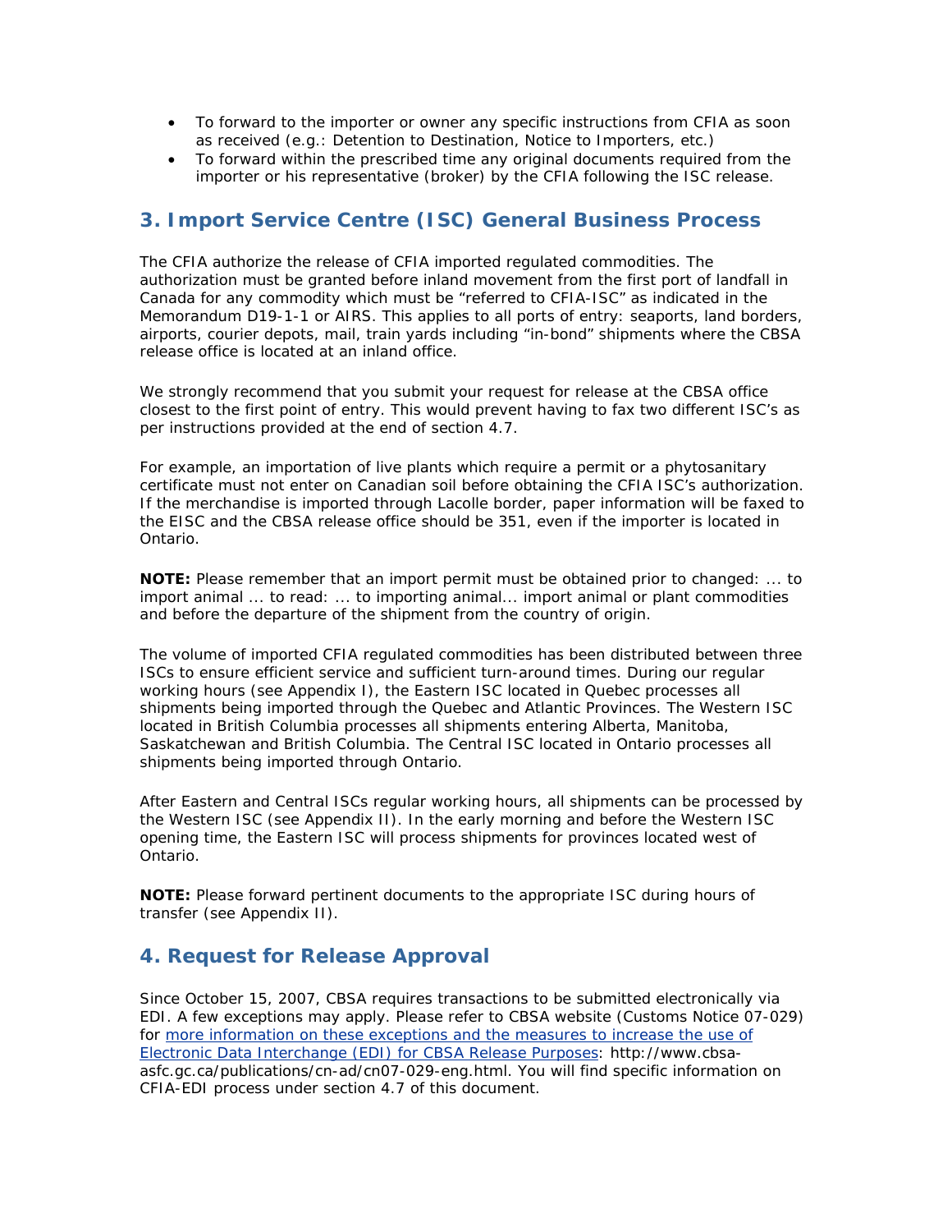- To forward to the importer or owner any specific instructions from CFIA as soon as received (e.g.: Detention to Destination, Notice to Importers, etc.)
- To forward within the prescribed time any original documents required from the importer or his representative (broker) by the CFIA following the ISC release.

## 3. Import Service Centre (ISC) General Business Process

The CFIA authorize the release of CFIA imported regulated commodities. The authorization must be granted before inland movement from the first port of landfall in Canada for any commodity which must be "referred to CFIA-ISC" as indicated in the Memorandum D19-1-1 or AIRS. This applies to all ports of entry: seaports, land borders, airports, courier depots, mail, train yards including "in-bond" shipments where the CBSA release office is located at an inland office.

We strongly recommend that you submit your request for release at the CBSA office closest to the first point of entry. This would prevent having to fax two different ISC's as per instructions provided at the end of section 4.7.

For example, an importation of live plants which require a permit or a phytosanitary certificate must not enter on Canadian soil before obtaining the CFIA ISC's authorization. If the merchandise is imported through Lacolle border, paper information will be faxed to the EISC and the CBSA release office should be 351, even if the importer is located in Ontario.

**NOTE:** Please remember that an import permit must be obtained prior to changed: ... to import animal ... to read: ... to importing animal... import animal or plant commodities and before the departure of the shipment from the country of origin.

The volume of imported CFIA regulated commodities has been distributed between three ISCs to ensure efficient service and sufficient turn-around times. During our regular working hours (see Appendix I), the Eastern ISC located in Quebec processes all shipments being imported through the Quebec and Atlantic Provinces. The Western ISC located in British Columbia processes all shipments entering Alberta, Manitoba, Saskatchewan and British Columbia. The Central ISC located in Ontario processes all shipments being imported through Ontario.

After Eastern and Central ISCs regular working hours, all shipments can be processed by the Western ISC (see Appendix II). In the early morning and before the Western ISC opening time, the Eastern ISC will process shipments for provinces located west of Ontario.

**NOTE:** Please forward pertinent documents to the appropriate ISC during hours of transfer (see Appendix II).

## 4. Request for Release Approval

Since October 15, 2007, CBSA requires transactions to be submitted electronically via EDI. A few exceptions may apply. Please refer to CBSA website (Customs Notice 07-029) for [more information on these exceptions and the measures to increase the use of Electronic Data Interchange (EDI) for CBSA Release Purposes](http://www.cbsa-asfc.gc.ca/publications/cn-ad/cn07-029-eng.html): http://www.cbsa-asfc.gc.ca/publications/cn-ad/cn07-029-eng.html. You will find specific information on CFIA-EDI process under section 4.7 of this document.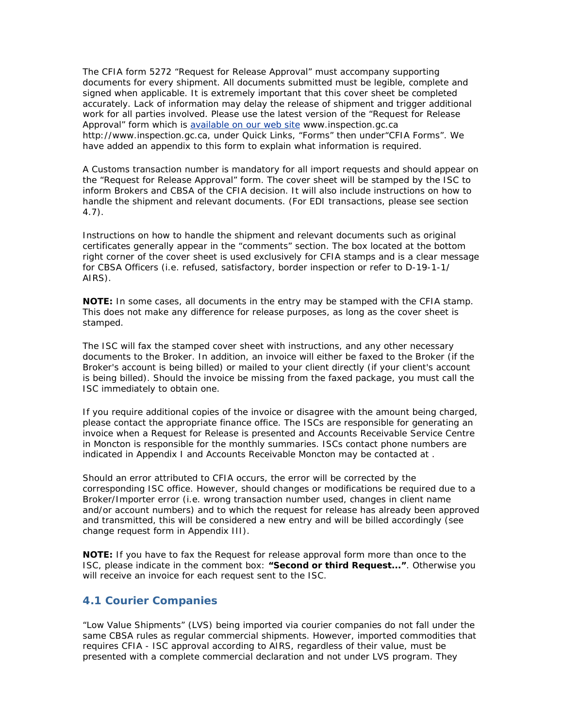The CFIA form 5272 "Request for Release Approval" must accompany supporting documents for every shipment. All documents submitted must be legible, complete and signed when applicable. It is extremely important that this cover sheet be completed accurately. Lack of information may delay the release of shipment and trigger additional work for all parties involved. Please use the latest version of the "Request for Release Approval" form which is available on our web site www.inspection.gc.ca http://www.inspection.gc.ca, under Quick Links, "Forms" then under"CFIA Forms". We have added an appendix to this form to explain what information is required.

A Customs transaction number is mandatory for all import requests and should appear on the "Request for Release Approval" form. The cover sheet will be stamped by the ISC to inform Brokers and CBSA of the CFIA decision. It will also include instructions on how to handle the shipment and relevant documents. (For EDI transactions, please see section 4.7).

Instructions on how to handle the shipment and relevant documents such as original certificates generally appear in the "comments" section. The box located at the bottom right corner of the cover sheet is used exclusively for CFIA stamps and is a clear message for CBSA Officers (i.e. refused, satisfactory, border inspection or refer to D-19-1-1/ AIRS).

**NOTE:** In some cases, all documents in the entry may be stamped with the CFIA stamp. This does not make any difference for release purposes, as long as the cover sheet is stamped.

The ISC will fax the stamped cover sheet with instructions, and any other necessary documents to the Broker. In addition, an invoice will either be faxed to the Broker (if the Broker's account is being billed) or mailed to your client directly (if your client's account is being billed). Should the invoice be missing from the faxed package, you must call the ISC immediately to obtain one.

If you require additional copies of the invoice or disagree with the amount being charged, please contact the appropriate finance office. The ISCs are responsible for generating an invoice when a Request for Release is presented and Accounts Receivable Service Centre in Moncton is responsible for the monthly summaries. ISCs contact phone numbers are indicated in Appendix I and Accounts Receivable Moncton may be contacted at .

Should an error attributed to CFIA occurs, the error will be corrected by the corresponding ISC office. However, should changes or modifications be required due to a Broker/Importer error (i.e. wrong transaction number used, changes in client name and/or account numbers) and to which the request for release has already been approved and transmitted, this will be considered a new entry and will be billed accordingly (see change request form in Appendix III).

**NOTE:** If you have to fax the Request for release approval form more than once to the ISC, please indicate in the comment box: **"Second or third Request..."**. Otherwise you will receive an invoice for each request sent to the ISC.

## 4.1 Courier Companies

"Low Value Shipments" (LVS) being imported via courier companies do not fall under the same CBSA rules as regular commercial shipments. However, imported commodities that requires CFIA - ISC approval according to AIRS, regardless of their value, must be presented with a complete commercial declaration and not under LVS program. They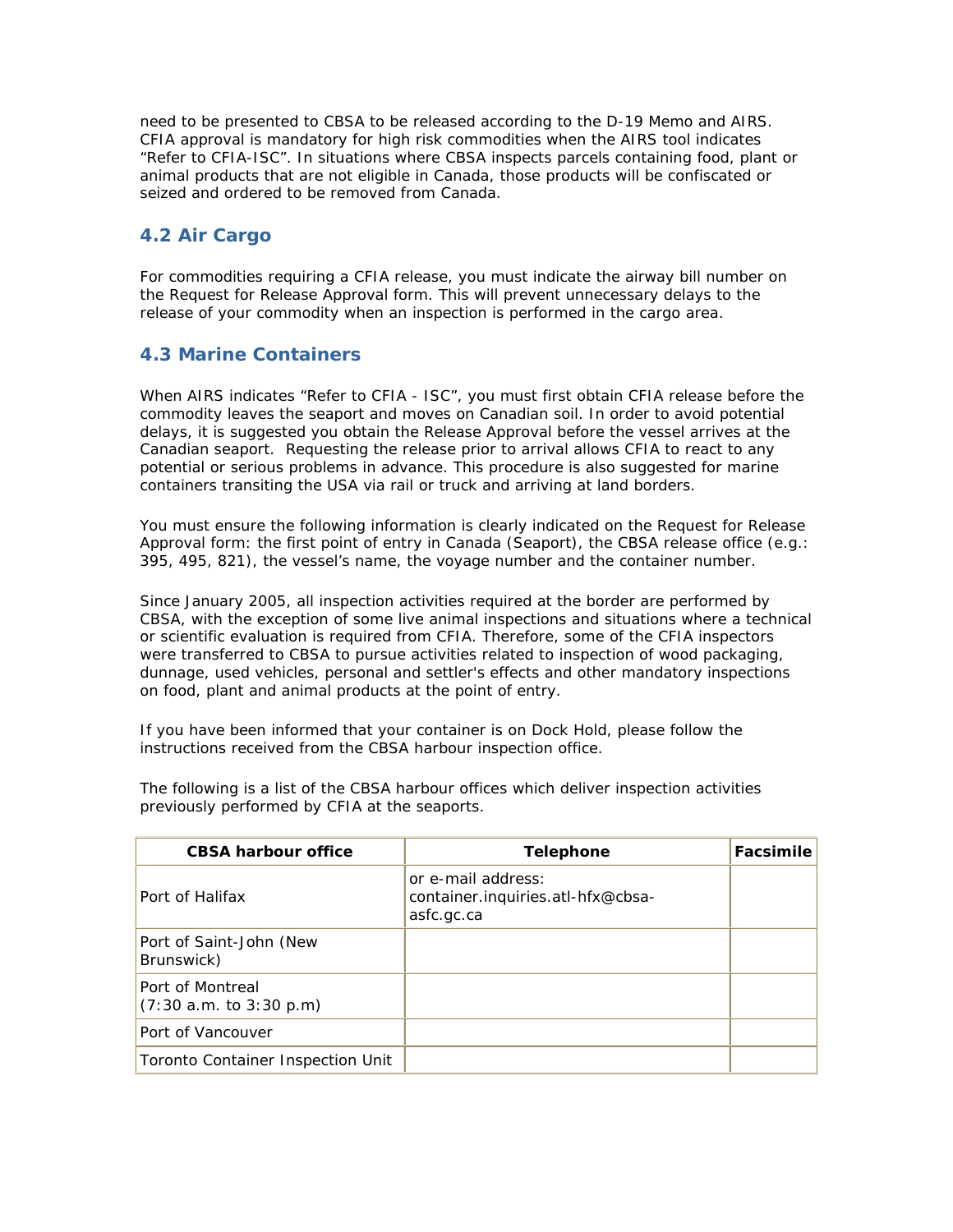need to be presented to CBSA to be released according to the D-19 Memo and AIRS. CFIA approval is mandatory for high risk commodities when the AIRS tool indicates "Refer to CFIA-ISC". In situations where CBSA inspects parcels containing food, plant or animal products that are not eligible in Canada, those products will be confiscated or seized and ordered to be removed from Canada.

## 4.2 Air Cargo

For commodities requiring a CFIA release, you must indicate the airway bill number on the Request for Release Approval form. This will prevent unnecessary delays to the release of your commodity when an inspection is performed in the cargo area.

## 4.3 Marine Containers

When AIRS indicates "Refer to CFIA - ISC", you must first obtain CFIA release before the commodity leaves the seaport and moves on Canadian soil. In order to avoid potential delays, it is suggested you obtain the Release Approval before the vessel arrives at the Canadian seaport. Requesting the release prior to arrival allows CFIA to react to any potential or serious problems in advance. This procedure is also suggested for marine containers transiting the USA via rail or truck and arriving at land borders.

You must ensure the following information is clearly indicated on the Request for Release Approval form: the first point of entry in Canada (Seaport), the CBSA release office (e.g.: 395, 495, 821), the vessel's name, the voyage number and the container number.

Since January 2005, all inspection activities required at the border are performed by CBSA, with the exception of some live animal inspections and situations where a technical or scientific evaluation is required from CFIA. Therefore, some of the CFIA inspectors were transferred to CBSA to pursue activities related to inspection of wood packaging, dunnage, used vehicles, personal and settler's effects and other mandatory inspections on food, plant and animal products at the point of entry.

If you have been informed that your container is on Dock Hold, please follow the instructions received from the CBSA harbour inspection office.

The following is a list of the CBSA harbour offices which deliver inspection activities previously performed by CFIA at the seaports.

| CBSA harbour office | Telephone | Facsimile |
|---|---|---|
| Port of Halifax | or e-mail address: container.inquiries.atl-hfx@cbsa-asfc.gc.ca | |
| Port of Saint-John (New Brunswick) | | |
| Port of Montreal (7:30 a.m. to 3:30 p.m) | | |
| Port of Vancouver | | |
| Toronto Container Inspection Unit | | |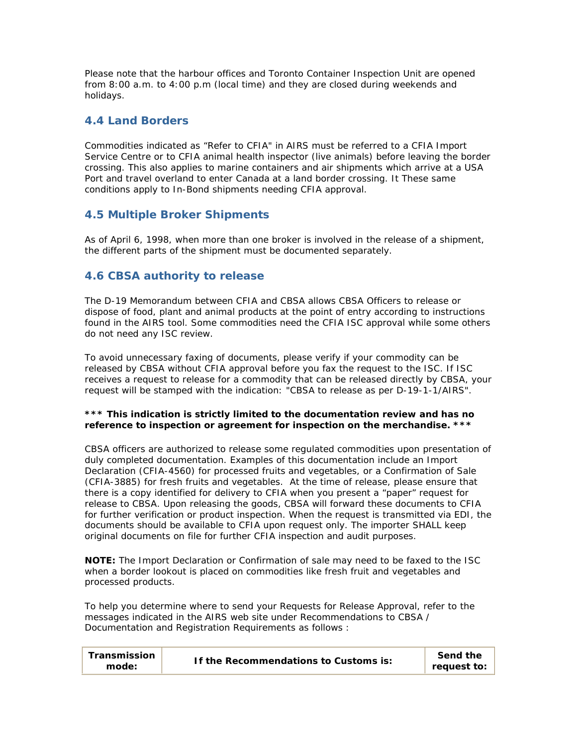Please note that the harbour offices and Toronto Container Inspection Unit are opened from 8:00 a.m. to 4:00 p.m (local time) and they are closed during weekends and holidays.

## 4.4 Land Borders

Commodities indicated as "Refer to CFIA" in AIRS must be referred to a CFIA Import Service Centre or to CFIA animal health inspector (live animals) before leaving the border crossing. This also applies to marine containers and air shipments which arrive at a USA Port and travel overland to enter Canada at a land border crossing. It These same conditions apply to In-Bond shipments needing CFIA approval.

## 4.5 Multiple Broker Shipments

As of April 6, 1998, when more than one broker is involved in the release of a shipment, the different parts of the shipment must be documented separately.

## 4.6 CBSA authority to release

The D-19 Memorandum between CFIA and CBSA allows CBSA Officers to release or dispose of food, plant and animal products at the point of entry according to instructions found in the AIRS tool. Some commodities need the CFIA ISC approval while some others do not need any ISC review.

To avoid unnecessary faxing of documents, please verify if your commodity can be released by CBSA without CFIA approval before you fax the request to the ISC. If ISC receives a request to release for a commodity that can be released directly by CBSA, your request will be stamped with the indication: "CBSA to release as per D-19-1-1/AIRS".

**\*\*\* This indication is strictly limited to the documentation review and has no reference to inspection or agreement for inspection on the merchandise. \*\*\***

CBSA officers are authorized to release some regulated commodities upon presentation of duly completed documentation. Examples of this documentation include an Import Declaration (CFIA-4560) for processed fruits and vegetables, or a Confirmation of Sale (CFIA-3885) for fresh fruits and vegetables. At the time of release, please ensure that there is a copy identified for delivery to CFIA when you present a "paper" request for release to CBSA. Upon releasing the goods, CBSA will forward these documents to CFIA for further verification or product inspection. When the request is transmitted via EDI, the documents should be available to CFIA upon request only. The importer SHALL keep original documents on file for further CFIA inspection and audit purposes.

**NOTE:** The Import Declaration or Confirmation of sale may need to be faxed to the ISC when a border lookout is placed on commodities like fresh fruit and vegetables and processed products.

To help you determine where to send your Requests for Release Approval, refer to the messages indicated in the AIRS web site under Recommendations to CBSA / Documentation and Registration Requirements as follows :

| Transmission mode: | If the Recommendations to Customs is: | Send the request to: |
|---|---|---|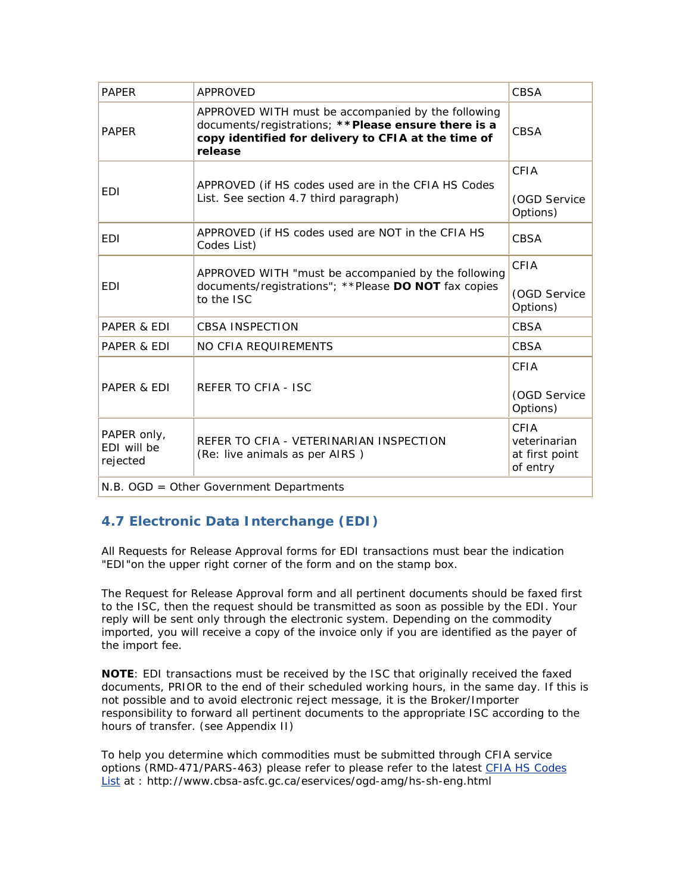| | | |
|---|---|---|
| PAPER | APPROVED | CBSA |
| PAPER | APPROVED WITH must be accompanied by the following documents/registrations; **\*\*Please ensure there is a copy identified for delivery to CFIA at the time of release** | CBSA |
| EDI | APPROVED (if HS codes used are in the CFIA HS Codes List. See section 4.7 third paragraph) | CFIA<br><br>(OGD Service Options) |
| EDI | APPROVED (if HS codes used are NOT in the CFIA HS Codes List) | CBSA |
| EDI | APPROVED WITH "must be accompanied by the following documents/registrations"; **Please **DO NOT** fax copies to the ISC | CFIA<br><br>(OGD Service Options) |
| PAPER & EDI | CBSA INSPECTION | CBSA |
| PAPER & EDI | NO CFIA REQUIREMENTS | CBSA |
| PAPER & EDI | REFER TO CFIA - ISC | CFIA<br><br>(OGD Service Options) |
| PAPER only, EDI will be rejected | REFER TO CFIA - VETERINARIAN INSPECTION (Re: live animals as per AIRS ) | CFIA veterinarian at first point of entry |
| N.B. OGD = Other Government Departments | | |

## 4.7 Electronic Data Interchange (EDI)

All Requests for Release Approval forms for EDI transactions must bear the indication "EDI"on the upper right corner of the form and on the stamp box.

The Request for Release Approval form and all pertinent documents should be faxed first to the ISC, then the request should be transmitted as soon as possible by the EDI. Your reply will be sent only through the electronic system. Depending on the commodity imported, you will receive a copy of the invoice only if you are identified as the payer of the import fee.

**NOTE**: EDI transactions must be received by the ISC that originally received the faxed documents, PRIOR to the end of their scheduled working hours, in the same day. If this is not possible and to avoid electronic reject message, it is the Broker/Importer responsibility to forward all pertinent documents to the appropriate ISC according to the hours of transfer. (see Appendix II)

To help you determine which commodities must be submitted through CFIA service options (RMD-471/PARS-463) please refer to please refer to the latest CFIA HS Codes List at : http://www.cbsa-asfc.gc.ca/eservices/ogd-amg/hs-sh-eng.html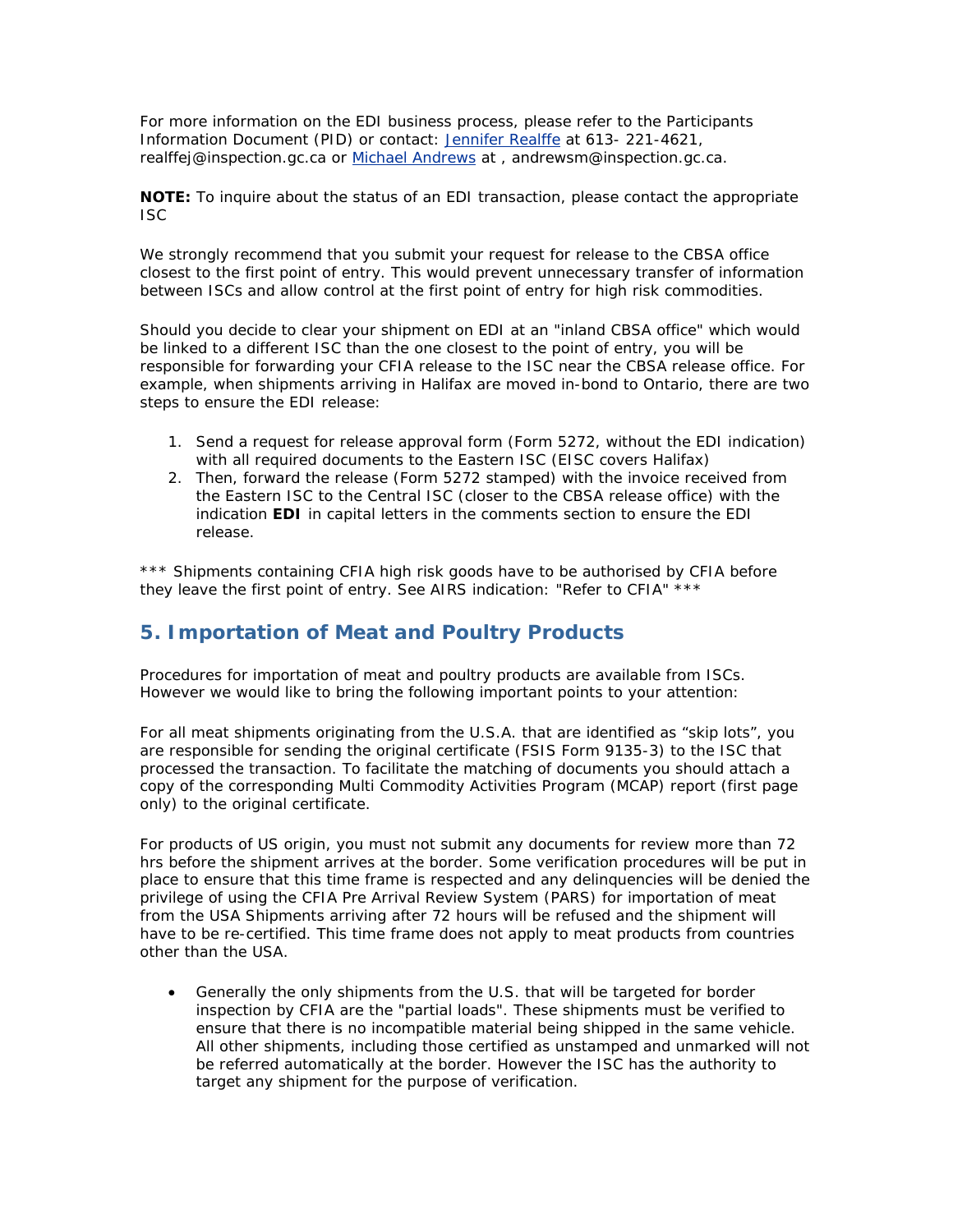For more information on the EDI business process, please refer to the Participants Information Document (PID) or contact: [Jennifer Realffe](mailto:realffej@inspection.gc.ca) at 613- 221-4621, realffej@inspection.gc.ca or [Michael Andrews](mailto:andrewsm@inspection.gc.ca) at , andrewsm@inspection.gc.ca.

**NOTE:** To inquire about the status of an EDI transaction, please contact the appropriate ISC

We strongly recommend that you submit your request for release to the CBSA office closest to the first point of entry. This would prevent unnecessary transfer of information between ISCs and allow control at the first point of entry for high risk commodities.

Should you decide to clear your shipment on EDI at an "inland CBSA office" which would be linked to a different ISC than the one closest to the point of entry, you will be responsible for forwarding your CFIA release to the ISC near the CBSA release office. For example, when shipments arriving in Halifax are moved in-bond to Ontario, there are two steps to ensure the EDI release:

1. Send a request for release approval form (Form 5272, without the EDI indication) with all required documents to the Eastern ISC (EISC covers Halifax)
2. Then, forward the release (Form 5272 stamped) with the invoice received from the Eastern ISC to the Central ISC (closer to the CBSA release office) with the indication **EDI** in capital letters in the comments section to ensure the EDI release.

*** Shipments containing CFIA high risk goods have to be authorised by CFIA before they leave the first point of entry. See AIRS indication: "Refer to CFIA" ***

## 5. Importation of Meat and Poultry Products

Procedures for importation of meat and poultry products are available from ISCs. However we would like to bring the following important points to your attention:

For all meat shipments originating from the U.S.A. that are identified as “skip lots”, you are responsible for sending the original certificate (FSIS Form 9135-3) to the ISC that processed the transaction. To facilitate the matching of documents you should attach a copy of the corresponding Multi Commodity Activities Program (MCAP) report (first page only) to the original certificate.

For products of US origin, you must not submit any documents for review more than 72 hrs before the shipment arrives at the border. Some verification procedures will be put in place to ensure that this time frame is respected and any delinquencies will be denied the privilege of using the CFIA Pre Arrival Review System (PARS) for importation of meat from the USA Shipments arriving after 72 hours will be refused and the shipment will have to be re-certified. This time frame does not apply to meat products from countries other than the USA.

- Generally the only shipments from the U.S. that will be targeted for border inspection by CFIA are the "partial loads". These shipments must be verified to ensure that there is no incompatible material being shipped in the same vehicle. All other shipments, including those certified as unstamped and unmarked will not be referred automatically at the border. However the ISC has the authority to target any shipment for the purpose of verification.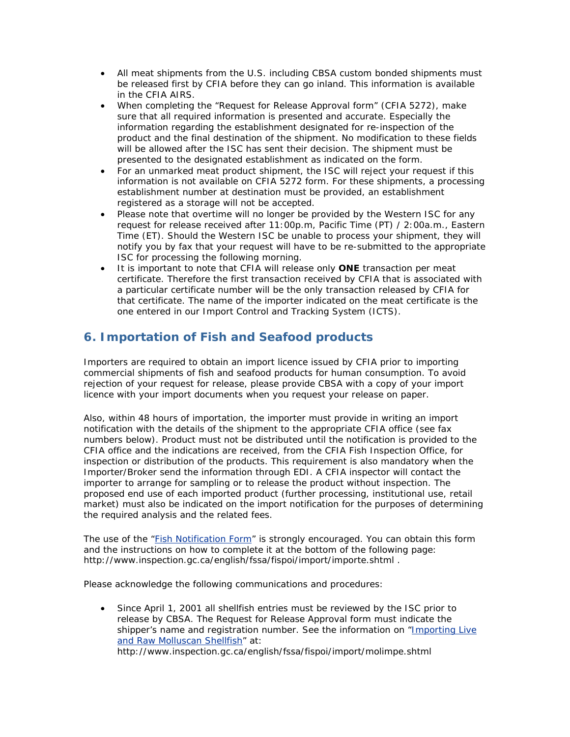- All meat shipments from the U.S. including CBSA custom bonded shipments must be released first by CFIA before they can go inland. This information is available in the CFIA AIRS.
- When completing the "Request for Release Approval form" (CFIA 5272), make sure that all required information is presented and accurate. Especially the information regarding the establishment designated for re-inspection of the product and the final destination of the shipment. No modification to these fields will be allowed after the ISC has sent their decision. The shipment must be presented to the designated establishment as indicated on the form.
- For an unmarked meat product shipment, the ISC will reject your request if this information is not available on CFIA 5272 form. For these shipments, a processing establishment number at destination must be provided, an establishment registered as a storage will not be accepted.
- Please note that overtime will no longer be provided by the Western ISC for any request for release received after 11:00p.m, Pacific Time (PT) / 2:00a.m., Eastern Time (ET). Should the Western ISC be unable to process your shipment, they will notify you by fax that your request will have to be re-submitted to the appropriate ISC for processing the following morning.
- It is important to note that CFIA will release only **ONE** transaction per meat certificate. Therefore the first transaction received by CFIA that is associated with a particular certificate number will be the only transaction released by CFIA for that certificate. The name of the importer indicated on the meat certificate is the one entered in our Import Control and Tracking System (ICTS).

## 6. Importation of Fish and Seafood products

Importers are required to obtain an import licence issued by CFIA prior to importing commercial shipments of fish and seafood products for human consumption. To avoid rejection of your request for release, please provide CBSA with a copy of your import licence with your import documents when you request your release on paper.

Also, within 48 hours of importation, the importer must provide in writing an import notification with the details of the shipment to the appropriate CFIA office (see fax numbers below). Product must not be distributed until the notification is provided to the CFIA office and the indications are received, from the CFIA Fish Inspection Office, for inspection or distribution of the products. This requirement is also mandatory when the Importer/Broker send the information through EDI. A CFIA inspector will contact the importer to arrange for sampling or to release the product without inspection. The proposed end use of each imported product (further processing, institutional use, retail market) must also be indicated on the import notification for the purposes of determining the required analysis and the related fees.

The use of the "Fish Notification Form" is strongly encouraged. You can obtain this form and the instructions on how to complete it at the bottom of the following page: http://www.inspection.gc.ca/english/fssa/fispoi/import/importe.shtml .

Please acknowledge the following communications and procedures:

- Since April 1, 2001 all shellfish entries must be reviewed by the ISC prior to release by CBSA. The Request for Release Approval form must indicate the shipper's name and registration number. See the information on "Importing Live and Raw Molluscan Shellfish" at: http://www.inspection.gc.ca/english/fssa/fispoi/import/molimpe.shtml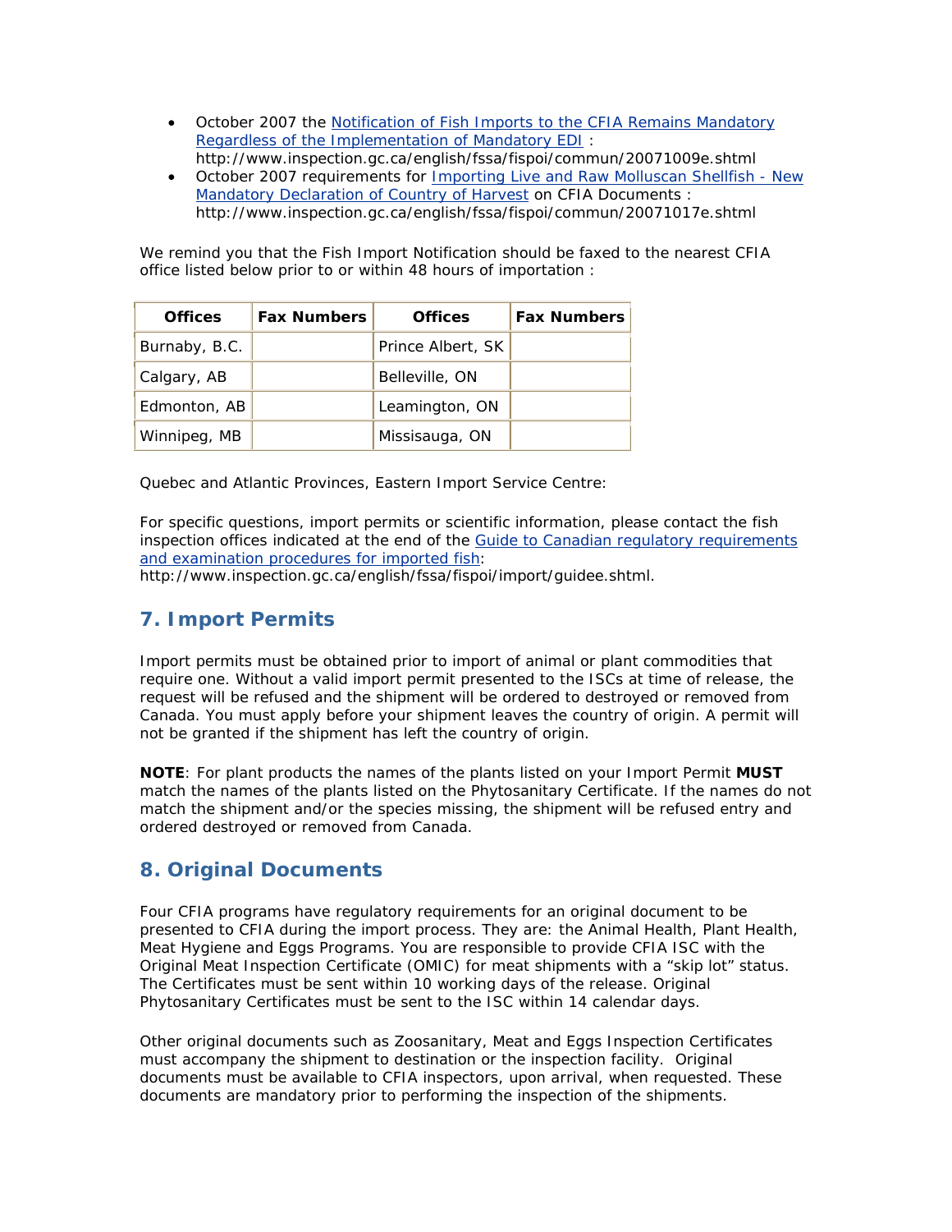- October 2007 the [Notification of Fish Imports to the CFIA Remains Mandatory Regardless of the Implementation of Mandatory EDI](http://www.inspection.gc.ca/english/fssa/fispoi/commun/20071009e.shtml) : http://www.inspection.gc.ca/english/fssa/fispoi/commun/20071009e.shtml
- October 2007 requirements for [Importing Live and Raw Molluscan Shellfish - New Mandatory Declaration of Country of Harvest](http://www.inspection.gc.ca/english/fssa/fispoi/commun/20071017e.shtml) on CFIA Documents : http://www.inspection.gc.ca/english/fssa/fispoi/commun/20071017e.shtml

We remind you that the Fish Import Notification should be faxed to the nearest CFIA office listed below prior to or within 48 hours of importation :

| Offices | Fax Numbers | Offices | Fax Numbers |
|---|---|---|---|
| Burnaby, B.C. | | Prince Albert, SK | |
| Calgary, AB | | Belleville, ON | |
| Edmonton, AB | | Leamington, ON | |
| Winnipeg, MB | | Missisauga, ON | |

Quebec and Atlantic Provinces, Eastern Import Service Centre:

For specific questions, import permits or scientific information, please contact the fish inspection offices indicated at the end of the [Guide to Canadian regulatory requirements and examination procedures for imported fish](http://www.inspection.gc.ca/english/fssa/fispoi/import/guidee.shtml): http://www.inspection.gc.ca/english/fssa/fispoi/import/guidee.shtml.

## 7. Import Permits

Import permits must be obtained prior to import of animal or plant commodities that require one. Without a valid import permit presented to the ISCs at time of release, the request will be refused and the shipment will be ordered to destroyed or removed from Canada. You must apply before your shipment leaves the country of origin. A permit will not be granted if the shipment has left the country of origin.

**NOTE**: For plant products the names of the plants listed on your Import Permit **MUST** match the names of the plants listed on the Phytosanitary Certificate. If the names do not match the shipment and/or the species missing, the shipment will be refused entry and ordered destroyed or removed from Canada.

## 8. Original Documents

Four CFIA programs have regulatory requirements for an original document to be presented to CFIA during the import process. They are: the Animal Health, Plant Health, Meat Hygiene and Eggs Programs. You are responsible to provide CFIA ISC with the Original Meat Inspection Certificate (OMIC) for meat shipments with a "skip lot" status. The Certificates must be sent within 10 working days of the release. Original Phytosanitary Certificates must be sent to the ISC within 14 calendar days.

Other original documents such as Zoosanitary, Meat and Eggs Inspection Certificates must accompany the shipment to destination or the inspection facility. Original documents must be available to CFIA inspectors, upon arrival, when requested. These documents are mandatory prior to performing the inspection of the shipments.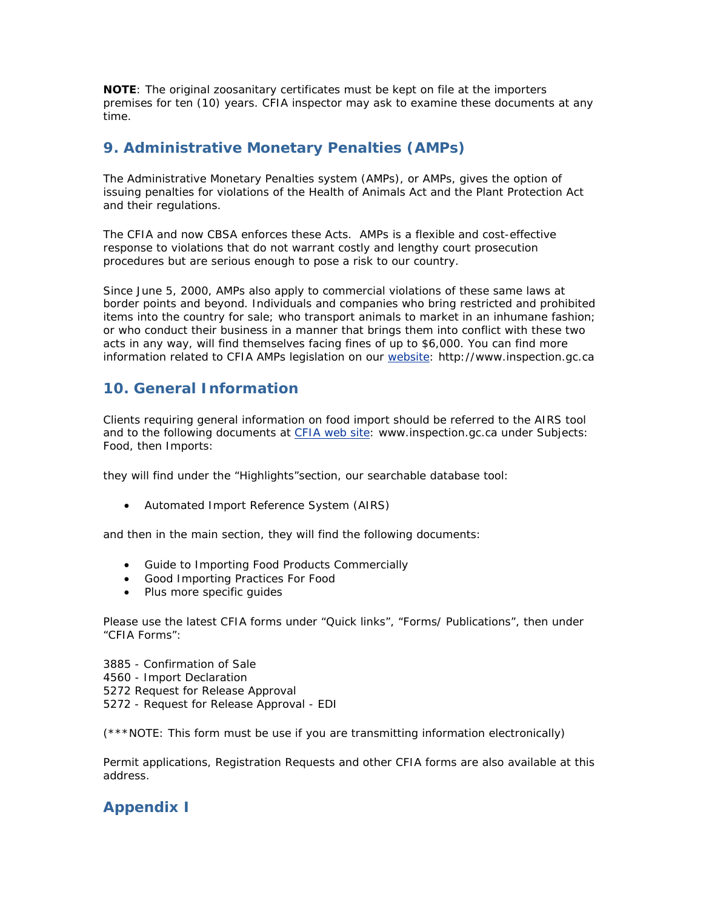**NOTE**: The original zoosanitary certificates must be kept on file at the importers premises for ten (10) years. CFIA inspector may ask to examine these documents at any time.

## 9. Administrative Monetary Penalties (AMPs)

The Administrative Monetary Penalties system (AMPs), or AMPs, gives the option of issuing penalties for violations of the Health of Animals Act and the Plant Protection Act and their regulations.

The CFIA and now CBSA enforces these Acts. AMPs is a flexible and cost-effective response to violations that do not warrant costly and lengthy court prosecution procedures but are serious enough to pose a risk to our country.

Since June 5, 2000, AMPs also apply to commercial violations of these same laws at border points and beyond. Individuals and companies who bring restricted and prohibited items into the country for sale; who transport animals to market in an inhumane fashion; or who conduct their business in a manner that brings them into conflict with these two acts in any way, will find themselves facing fines of up to $6,000. You can find more information related to CFIA AMPs legislation on our website: http://www.inspection.gc.ca

## 10. General Information

Clients requiring general information on food import should be referred to the AIRS tool and to the following documents at CFIA web site: www.inspection.gc.ca under Subjects: Food, then Imports:

they will find under the "Highlights"section, our searchable database tool:

- Automated Import Reference System (AIRS)

and then in the main section, they will find the following documents:

- Guide to Importing Food Products Commercially
- Good Importing Practices For Food
- Plus more specific guides

Please use the latest CFIA forms under "Quick links", "Forms/ Publications", then under "CFIA Forms":

3885 - Confirmation of Sale
4560 - Import Declaration
5272 Request for Release Approval
5272 - Request for Release Approval - EDI

(***NOTE: This form must be use if you are transmitting information electronically)

Permit applications, Registration Requests and other CFIA forms are also available at this address.

## Appendix I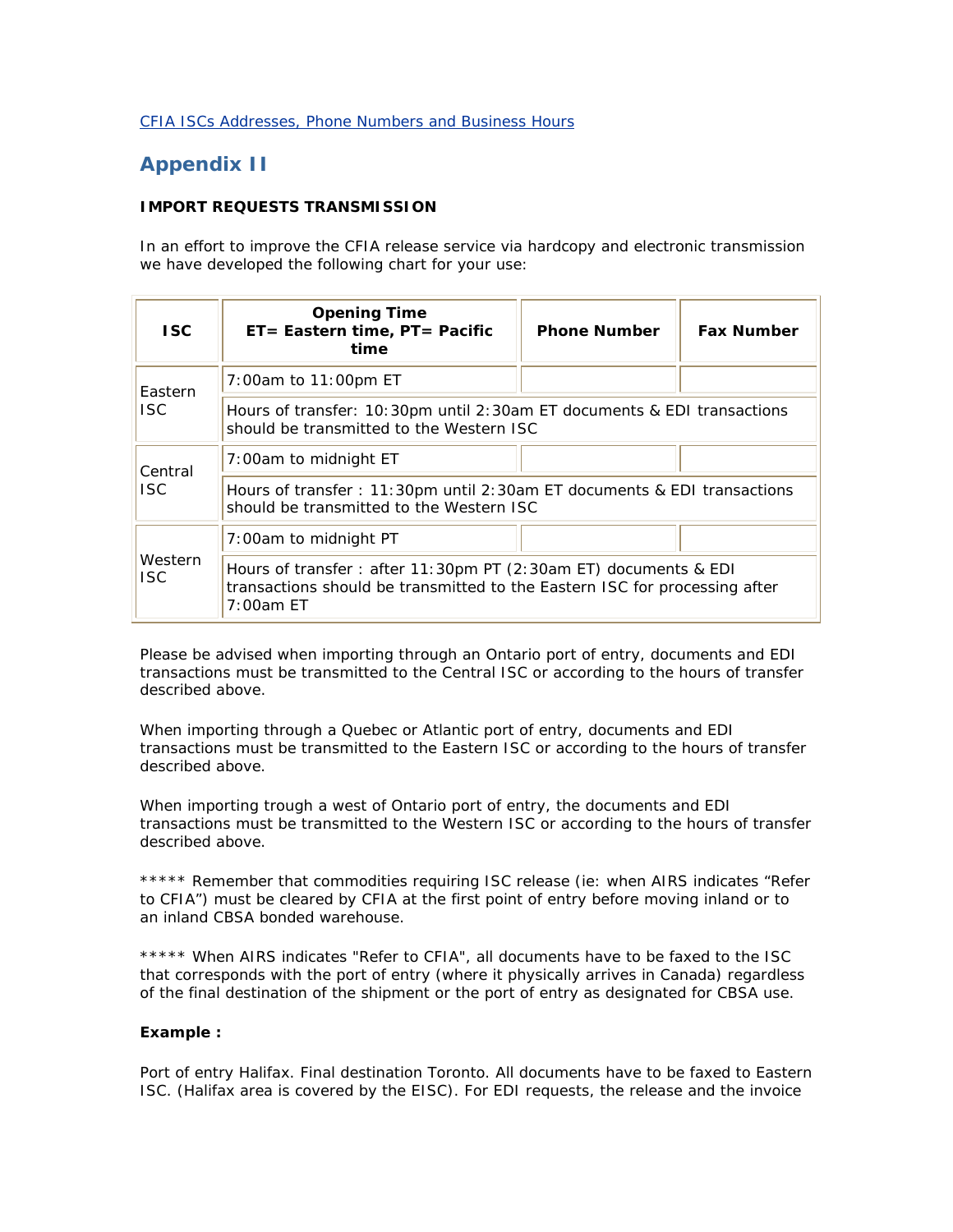[CFIA ISCs Addresses, Phone Numbers and Business Hours]

## Appendix II

**IMPORT REQUESTS TRANSMISSION**

In an effort to improve the CFIA release service via hardcopy and electronic transmission we have developed the following chart for your use:

| ISC | Opening Time ET= Eastern time, PT= Pacific time | Phone Number | Fax Number |
|---|---|---|---|
| Eastern ISC | 7:00am to 11:00pm ET | | |
| | Hours of transfer: 10:30pm until 2:30am ET documents & EDI transactions should be transmitted to the Western ISC | | |
| Central ISC | 7:00am to midnight ET | | |
| | Hours of transfer : 11:30pm until 2:30am ET documents & EDI transactions should be transmitted to the Western ISC | | |
| Western ISC | 7:00am to midnight PT | | |
| | Hours of transfer : after 11:30pm PT (2:30am ET) documents & EDI transactions should be transmitted to the Eastern ISC for processing after 7:00am ET | | |

Please be advised when importing through an Ontario port of entry, documents and EDI transactions must be transmitted to the Central ISC or according to the hours of transfer described above.

When importing through a Quebec or Atlantic port of entry, documents and EDI transactions must be transmitted to the Eastern ISC or according to the hours of transfer described above.

When importing trough a west of Ontario port of entry, the documents and EDI transactions must be transmitted to the Western ISC or according to the hours of transfer described above.

***** Remember that commodities requiring ISC release (ie: when AIRS indicates "Refer to CFIA") must be cleared by CFIA at the first point of entry before moving inland or to an inland CBSA bonded warehouse.

***** When AIRS indicates "Refer to CFIA", all documents have to be faxed to the ISC that corresponds with the port of entry (where it physically arrives in Canada) regardless of the final destination of the shipment or the port of entry as designated for CBSA use.

**Example :**

Port of entry Halifax. Final destination Toronto. All documents have to be faxed to Eastern ISC. (Halifax area is covered by the EISC). For EDI requests, the release and the invoice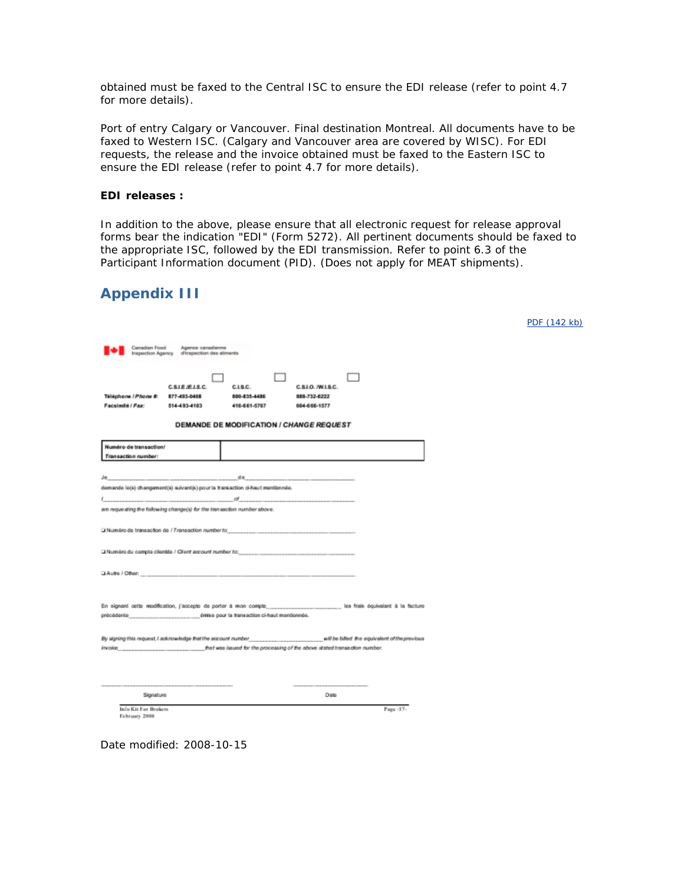obtained must be faxed to the Central ISC to ensure the EDI release (refer to point 4.7 for more details).

Port of entry Calgary or Vancouver. Final destination Montreal. All documents have to be faxed to Western ISC. (Calgary and Vancouver area are covered by WISC). For EDI requests, the release and the invoice obtained must be faxed to the Eastern ISC to ensure the EDI release (refer to point 4.7 for more details).

**EDI releases :**

In addition to the above, please ensure that all electronic request for release approval forms bear the indication "EDI" (Form 5272). All pertinent documents should be faxed to the appropriate ISC, followed by the EDI transmission. Refer to point 6.3 of the Participant Information document (PID). (Does not apply for MEAT shipments).

## Appendix III

PDF (142 kb)

Canadian Food Inspection Agency / Agence canadienne d'inspection des aliments

| | C.S.I.E./E.I.S.C. ☐ | C.I.S.C. ☐ | C.S.I.O./W.I.S.C. ☐ |
|---|---|---|---|
| Téléphone / Phone #: | 877-493-0468 | 800-835-4486 | 888-732-6222 |
| Facsimilé / Fax: | 514-493-4103 | 416-661-5767 | 604-666-1577 |

**DEMANDE DE MODIFICATION / *CHANGE REQUEST***

| Numéro de transaction/ *Transaction number:* | |
|---|---|

Je_______________________________ de_______________________________

demande le(s) changement(s) suivant(s) pour la transaction ci-haut mentionnée.

*I_______________________________ of_______________________________*

*am requesting the following change(s) for the transaction number above.*

❑ Numéro de transaction de / *Transaction number to*_______________________________

❑ Numéro du compte clientèle / *Client account number to:*_______________________________

❑ Autre / Other: _______________________________

En signant cette modification, j'accepte de porter à mon compte_______________ les frais équivalant à la facture précédente_______________ émise pour la transaction ci-haut mentionnée.

*By signing this request, I acknowledge that the account number_______________ will be billed the equivalent of the previous invoice_______________ that was issued for the processing of the above stated transaction number.*

_______________________________ Signature

_______________ Date

Info Kit For Brokers
February 2008

Page -17-

Date modified: 2008-10-15